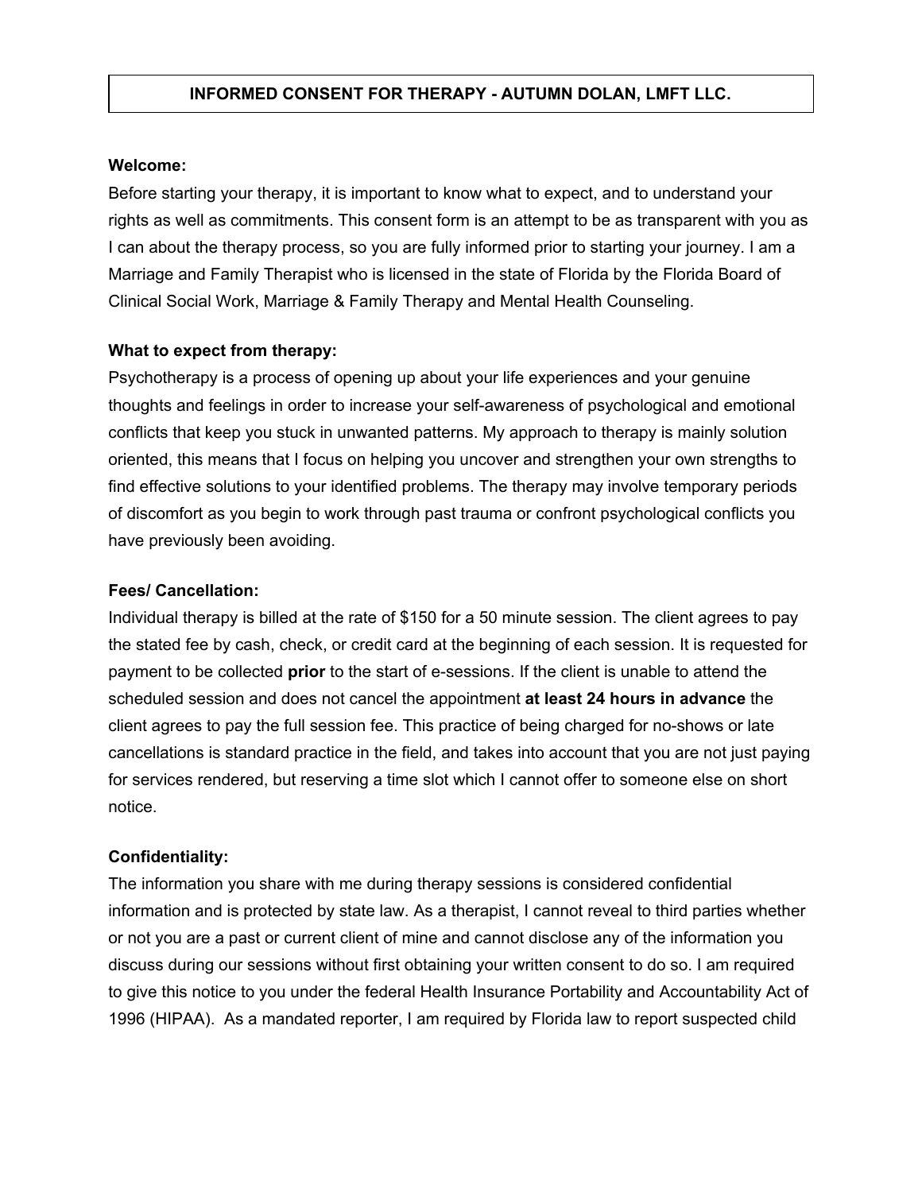# INFORMED CONSENT FOR THERAPY - AUTUMN DOLAN, LMFT LLC.

**Welcome:**

Before starting your therapy, it is important to know what to expect, and to understand your rights as well as commitments. This consent form is an attempt to be as transparent with you as I can about the therapy process, so you are fully informed prior to starting your journey. I am a Marriage and Family Therapist who is licensed in the state of Florida by the Florida Board of Clinical Social Work, Marriage & Family Therapy and Mental Health Counseling.

**What to expect from therapy:**

Psychotherapy is a process of opening up about your life experiences and your genuine thoughts and feelings in order to increase your self-awareness of psychological and emotional conflicts that keep you stuck in unwanted patterns. My approach to therapy is mainly solution oriented, this means that I focus on helping you uncover and strengthen your own strengths to find effective solutions to your identified problems. The therapy may involve temporary periods of discomfort as you begin to work through past trauma or confront psychological conflicts you have previously been avoiding.

**Fees/ Cancellation:**

Individual therapy is billed at the rate of $150 for a 50 minute session. The client agrees to pay the stated fee by cash, check, or credit card at the beginning of each session. It is requested for payment to be collected **prior** to the start of e-sessions. If the client is unable to attend the scheduled session and does not cancel the appointment **at least 24 hours in advance** the client agrees to pay the full session fee. This practice of being charged for no-shows or late cancellations is standard practice in the field, and takes into account that you are not just paying for services rendered, but reserving a time slot which I cannot offer to someone else on short notice.

**Confidentiality:**

The information you share with me during therapy sessions is considered confidential information and is protected by state law. As a therapist, I cannot reveal to third parties whether or not you are a past or current client of mine and cannot disclose any of the information you discuss during our sessions without first obtaining your written consent to do so. I am required to give this notice to you under the federal Health Insurance Portability and Accountability Act of 1996 (HIPAA). As a mandated reporter, I am required by Florida law to report suspected child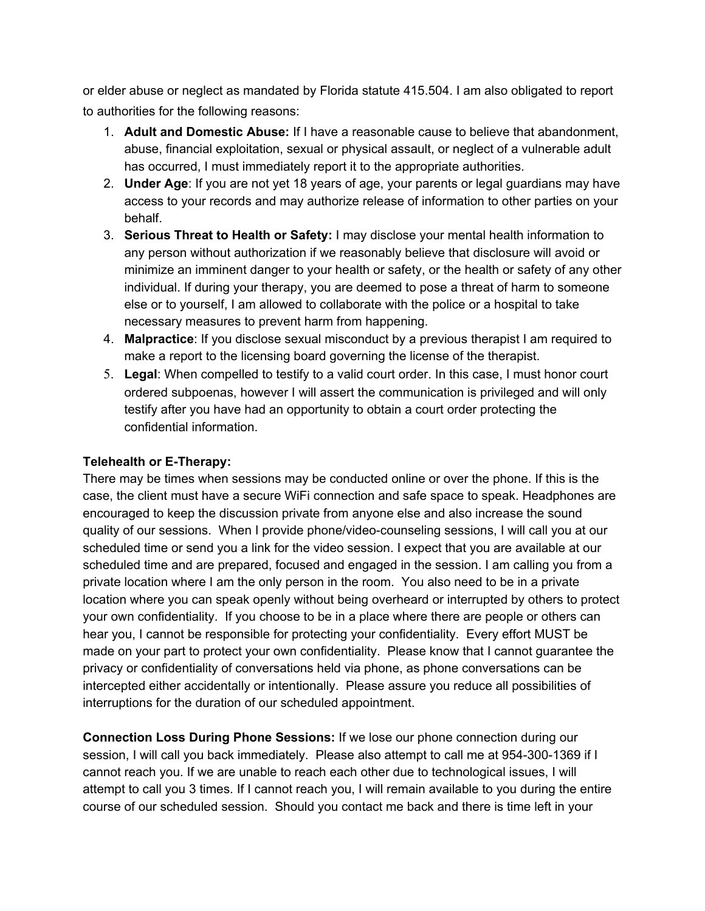or elder abuse or neglect as mandated by Florida statute 415.504. I am also obligated to report to authorities for the following reasons:

1. **Adult and Domestic Abuse:** If I have a reasonable cause to believe that abandonment, abuse, financial exploitation, sexual or physical assault, or neglect of a vulnerable adult has occurred, I must immediately report it to the appropriate authorities.
2. **Under Age**: If you are not yet 18 years of age, your parents or legal guardians may have access to your records and may authorize release of information to other parties on your behalf.
3. **Serious Threat to Health or Safety:** I may disclose your mental health information to any person without authorization if we reasonably believe that disclosure will avoid or minimize an imminent danger to your health or safety, or the health or safety of any other individual. If during your therapy, you are deemed to pose a threat of harm to someone else or to yourself, I am allowed to collaborate with the police or a hospital to take necessary measures to prevent harm from happening.
4. **Malpractice**: If you disclose sexual misconduct by a previous therapist I am required to make a report to the licensing board governing the license of the therapist.
5. **Legal**: When compelled to testify to a valid court order. In this case, I must honor court ordered subpoenas, however I will assert the communication is privileged and will only testify after you have had an opportunity to obtain a court order protecting the confidential information.

**Telehealth or E-Therapy:**
There may be times when sessions may be conducted online or over the phone. If this is the case, the client must have a secure WiFi connection and safe space to speak. Headphones are encouraged to keep the discussion private from anyone else and also increase the sound quality of our sessions. When I provide phone/video-counseling sessions, I will call you at our scheduled time or send you a link for the video session. I expect that you are available at our scheduled time and are prepared, focused and engaged in the session. I am calling you from a private location where I am the only person in the room. You also need to be in a private location where you can speak openly without being overheard or interrupted by others to protect your own confidentiality. If you choose to be in a place where there are people or others can hear you, I cannot be responsible for protecting your confidentiality. Every effort MUST be made on your part to protect your own confidentiality. Please know that I cannot guarantee the privacy or confidentiality of conversations held via phone, as phone conversations can be intercepted either accidentally or intentionally. Please assure you reduce all possibilities of interruptions for the duration of our scheduled appointment.

**Connection Loss During Phone Sessions:** If we lose our phone connection during our session, I will call you back immediately. Please also attempt to call me at 954-300-1369 if I cannot reach you. If we are unable to reach each other due to technological issues, I will attempt to call you 3 times. If I cannot reach you, I will remain available to you during the entire course of our scheduled session. Should you contact me back and there is time left in your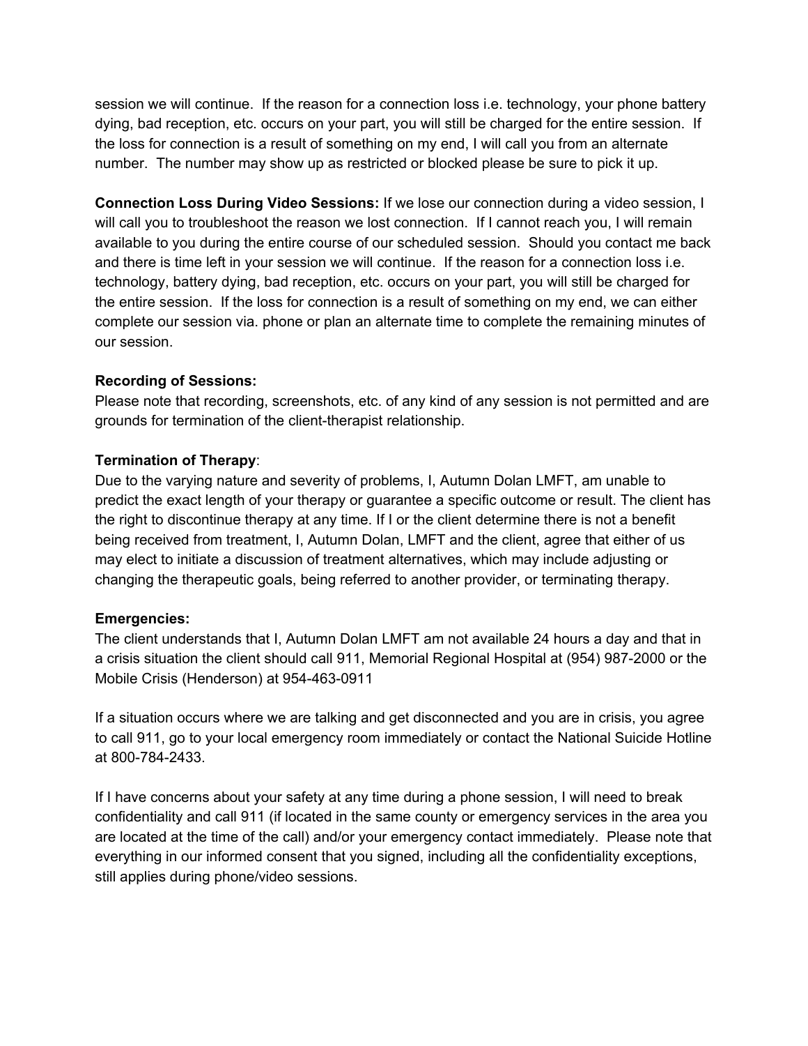session we will continue. If the reason for a connection loss i.e. technology, your phone battery dying, bad reception, etc. occurs on your part, you will still be charged for the entire session. If the loss for connection is a result of something on my end, I will call you from an alternate number. The number may show up as restricted or blocked please be sure to pick it up.

**Connection Loss During Video Sessions:** If we lose our connection during a video session, I will call you to troubleshoot the reason we lost connection. If I cannot reach you, I will remain available to you during the entire course of our scheduled session. Should you contact me back and there is time left in your session we will continue. If the reason for a connection loss i.e. technology, battery dying, bad reception, etc. occurs on your part, you will still be charged for the entire session. If the loss for connection is a result of something on my end, we can either complete our session via. phone or plan an alternate time to complete the remaining minutes of our session.

**Recording of Sessions:**
Please note that recording, screenshots, etc. of any kind of any session is not permitted and are grounds for termination of the client-therapist relationship.

**Termination of Therapy**:
Due to the varying nature and severity of problems, I, Autumn Dolan LMFT, am unable to predict the exact length of your therapy or guarantee a specific outcome or result. The client has the right to discontinue therapy at any time. If I or the client determine there is not a benefit being received from treatment, I, Autumn Dolan, LMFT and the client, agree that either of us may elect to initiate a discussion of treatment alternatives, which may include adjusting or changing the therapeutic goals, being referred to another provider, or terminating therapy.

**Emergencies:**
The client understands that I, Autumn Dolan LMFT am not available 24 hours a day and that in a crisis situation the client should call 911, Memorial Regional Hospital at (954) 987-2000 or the Mobile Crisis (Henderson) at 954-463-0911

If a situation occurs where we are talking and get disconnected and you are in crisis, you agree to call 911, go to your local emergency room immediately or contact the National Suicide Hotline at 800-784-2433.

If I have concerns about your safety at any time during a phone session, I will need to break confidentiality and call 911 (if located in the same county or emergency services in the area you are located at the time of the call) and/or your emergency contact immediately. Please note that everything in our informed consent that you signed, including all the confidentiality exceptions, still applies during phone/video sessions.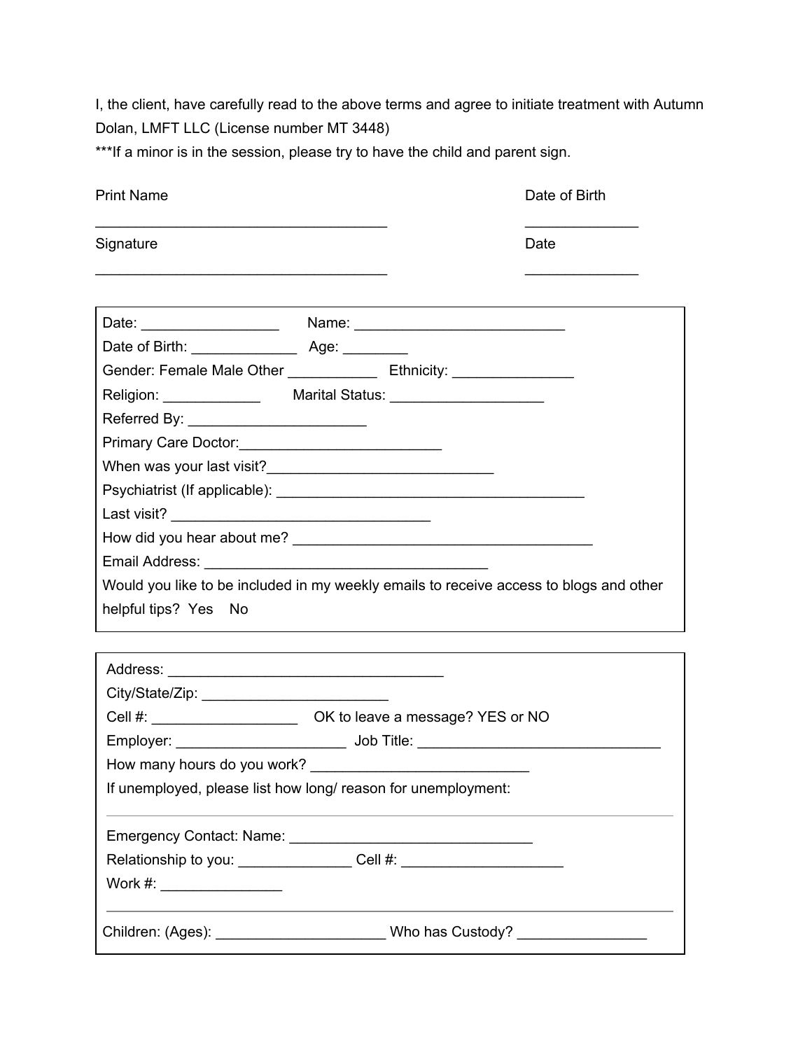I, the client, have carefully read to the above terms and agree to initiate treatment with Autumn Dolan, LMFT LLC (License number MT 3448)

***If a minor is in the session, please try to have the child and parent sign.

Print Name ___________________________________ Date of Birth ______________

Signature ___________________________________ Date ______________

---

Date: _________________ Name: __________________________

Date of Birth: _____________ Age: ________

Gender: Female Male Other ___________ Ethnicity: _______________

Religion: ____________ Marital Status: ___________________

Referred By: ______________________

Primary Care Doctor:_________________________

When was your last visit?____________________________

Psychiatrist (If applicable): _______________________________________

Last visit? ________________________________

How did you hear about me? _____________________________________

Email Address: ____________________________________

Would you like to be included in my weekly emails to receive access to blogs and other helpful tips? Yes No

---

Address: ___________________________________

City/State/Zip: _______________________

Cell #: __________________ OK to leave a message? YES or NO

Employer: _____________________ Job Title: ______________________________

How many hours do you work? ____________________________

If unemployed, please list how long/ reason for unemployment:

---

Emergency Contact: Name: ______________________________

Relationship to you: ______________ Cell #: ____________________

Work #: _______________

---

Children: (Ages): _____________________ Who has Custody? ________________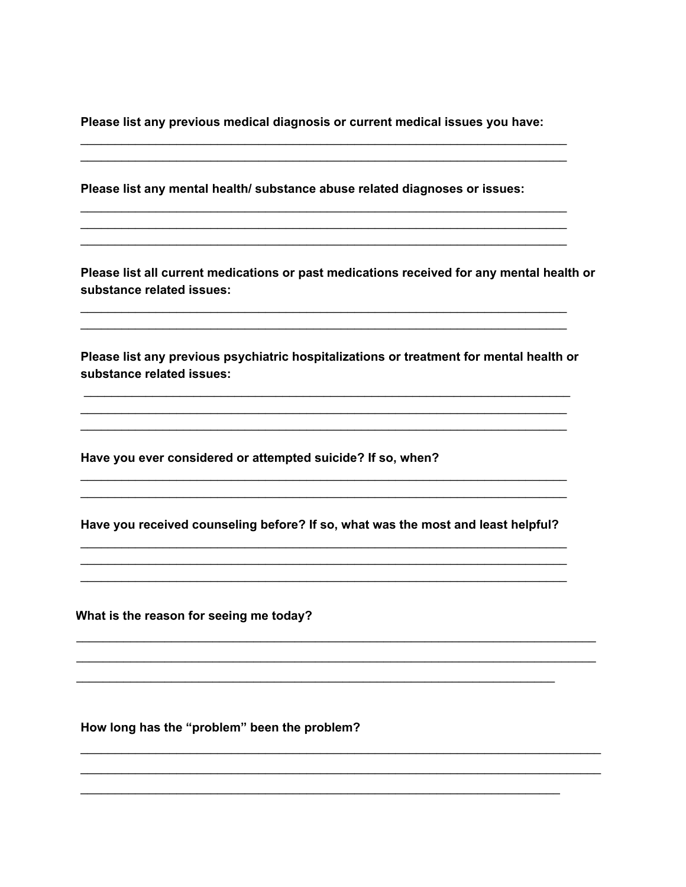**Please list any previous medical diagnosis or current medical issues you have:**

___________________________________________________________________________
___________________________________________________________________________

**Please list any mental health/ substance abuse related diagnoses or issues:**

___________________________________________________________________________
___________________________________________________________________________
___________________________________________________________________________

**Please list all current medications or past medications received for any mental health or substance related issues:**

___________________________________________________________________________
___________________________________________________________________________

**Please list any previous psychiatric hospitalizations or treatment for mental health or substance related issues:**

___________________________________________________________________________
___________________________________________________________________________
___________________________________________________________________________

**Have you ever considered or attempted suicide? If so, when?**

___________________________________________________________________________
___________________________________________________________________________

**Have you received counseling before? If so, what was the most and least helpful?**

___________________________________________________________________________
___________________________________________________________________________
___________________________________________________________________________

**What is the reason for seeing me today?**

___________________________________________________________________________
___________________________________________________________________________
___________________________________________________________________________

**How long has the "problem" been the problem?**

___________________________________________________________________________
___________________________________________________________________________
___________________________________________________________________________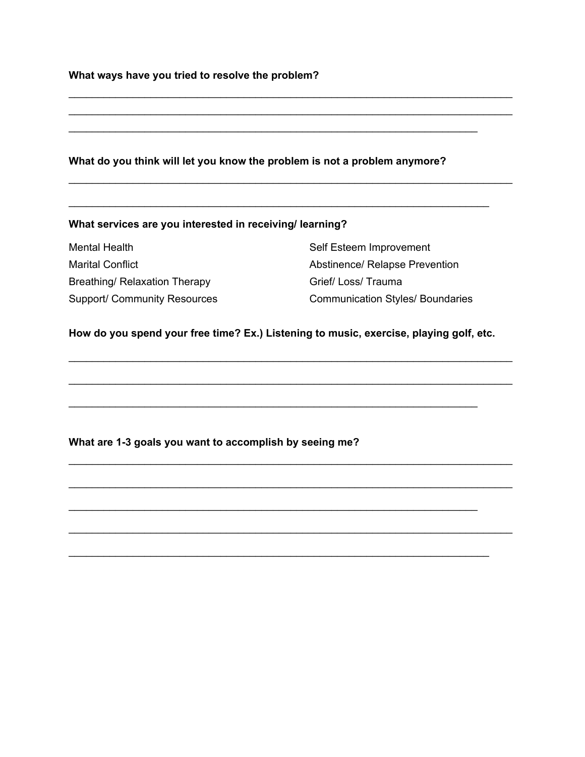**What ways have you tried to resolve the problem?**

\_\_\_\_\_\_\_\_\_\_\_\_\_\_\_\_\_\_\_\_\_\_\_\_\_\_\_\_\_\_\_\_\_\_\_\_\_\_\_\_\_\_\_\_\_\_\_\_\_\_\_\_\_\_\_\_\_\_\_\_\_\_\_\_\_\_\_\_\_\_\_\_

\_\_\_\_\_\_\_\_\_\_\_\_\_\_\_\_\_\_\_\_\_\_\_\_\_\_\_\_\_\_\_\_\_\_\_\_\_\_\_\_\_\_\_\_\_\_\_\_\_\_\_\_\_\_\_\_\_\_\_\_\_\_\_\_\_\_\_\_\_\_\_\_

\_\_\_\_\_\_\_\_\_\_\_\_\_\_\_\_\_\_\_\_\_\_\_\_\_\_\_\_\_\_\_\_\_\_\_\_\_\_\_\_\_\_\_\_\_\_\_\_\_\_\_\_\_\_\_\_\_\_\_\_\_\_\_\_\_\_

**What do you think will let you know the problem is not a problem anymore?**

\_\_\_\_\_\_\_\_\_\_\_\_\_\_\_\_\_\_\_\_\_\_\_\_\_\_\_\_\_\_\_\_\_\_\_\_\_\_\_\_\_\_\_\_\_\_\_\_\_\_\_\_\_\_\_\_\_\_\_\_\_\_\_\_\_\_\_\_\_\_\_\_

\_\_\_\_\_\_\_\_\_\_\_\_\_\_\_\_\_\_\_\_\_\_\_\_\_\_\_\_\_\_\_\_\_\_\_\_\_\_\_\_\_\_\_\_\_\_\_\_\_\_\_\_\_\_\_\_\_\_\_\_\_\_\_\_\_\_\_\_

**What services are you interested in receiving/ learning?**

| | |
|---|---|
| Mental Health | Self Esteem Improvement |
| Marital Conflict | Abstinence/ Relapse Prevention |
| Breathing/ Relaxation Therapy | Grief/ Loss/ Trauma |
| Support/ Community Resources | Communication Styles/ Boundaries |

**How do you spend your free time? Ex.) Listening to music, exercise, playing golf, etc.**

\_\_\_\_\_\_\_\_\_\_\_\_\_\_\_\_\_\_\_\_\_\_\_\_\_\_\_\_\_\_\_\_\_\_\_\_\_\_\_\_\_\_\_\_\_\_\_\_\_\_\_\_\_\_\_\_\_\_\_\_\_\_\_\_\_\_\_\_\_\_\_\_

\_\_\_\_\_\_\_\_\_\_\_\_\_\_\_\_\_\_\_\_\_\_\_\_\_\_\_\_\_\_\_\_\_\_\_\_\_\_\_\_\_\_\_\_\_\_\_\_\_\_\_\_\_\_\_\_\_\_\_\_\_\_\_\_\_\_\_\_\_\_\_\_

\_\_\_\_\_\_\_\_\_\_\_\_\_\_\_\_\_\_\_\_\_\_\_\_\_\_\_\_\_\_\_\_\_\_\_\_\_\_\_\_\_\_\_\_\_\_\_\_\_\_\_\_\_\_\_\_\_\_\_\_\_\_\_\_\_\_

**What are 1-3 goals you want to accomplish by seeing me?**

\_\_\_\_\_\_\_\_\_\_\_\_\_\_\_\_\_\_\_\_\_\_\_\_\_\_\_\_\_\_\_\_\_\_\_\_\_\_\_\_\_\_\_\_\_\_\_\_\_\_\_\_\_\_\_\_\_\_\_\_\_\_\_\_\_\_\_\_\_\_\_\_

\_\_\_\_\_\_\_\_\_\_\_\_\_\_\_\_\_\_\_\_\_\_\_\_\_\_\_\_\_\_\_\_\_\_\_\_\_\_\_\_\_\_\_\_\_\_\_\_\_\_\_\_\_\_\_\_\_\_\_\_\_\_\_\_\_\_\_\_\_\_\_\_

\_\_\_\_\_\_\_\_\_\_\_\_\_\_\_\_\_\_\_\_\_\_\_\_\_\_\_\_\_\_\_\_\_\_\_\_\_\_\_\_\_\_\_\_\_\_\_\_\_\_\_\_\_\_\_\_\_\_\_\_\_\_\_\_\_\_

\_\_\_\_\_\_\_\_\_\_\_\_\_\_\_\_\_\_\_\_\_\_\_\_\_\_\_\_\_\_\_\_\_\_\_\_\_\_\_\_\_\_\_\_\_\_\_\_\_\_\_\_\_\_\_\_\_\_\_\_\_\_\_\_\_\_\_\_\_\_\_\_

\_\_\_\_\_\_\_\_\_\_\_\_\_\_\_\_\_\_\_\_\_\_\_\_\_\_\_\_\_\_\_\_\_\_\_\_\_\_\_\_\_\_\_\_\_\_\_\_\_\_\_\_\_\_\_\_\_\_\_\_\_\_\_\_\_\_\_\_